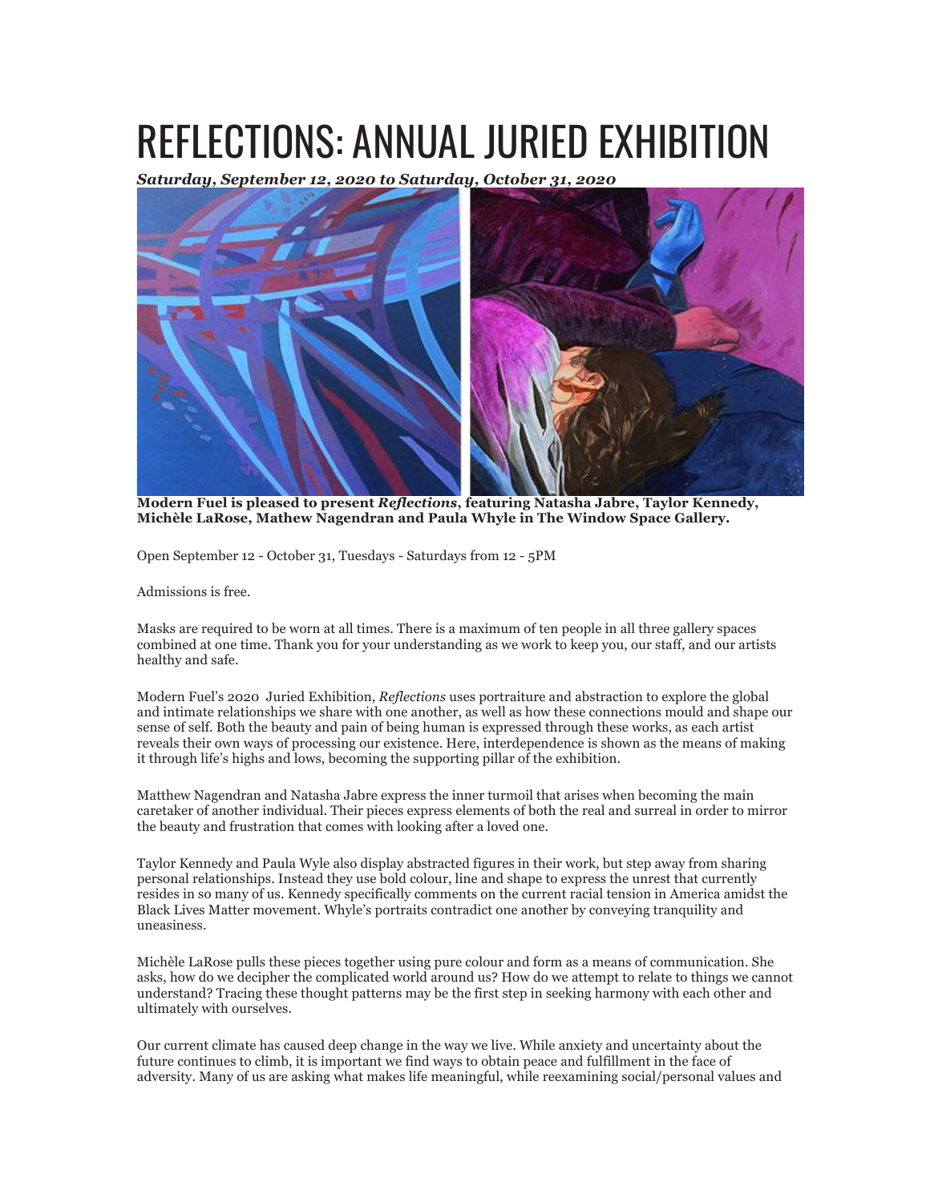# REFLECTIONS: ANNUAL JURIED EXHIBITION

***Saturday, September 12, 2020 to Saturday, October 31, 2020***

**Modern Fuel is pleased to present *Reflections*, featuring Natasha Jabre, Taylor Kennedy, Michèle LaRose, Mathew Nagendran and Paula Whyle in The Window Space Gallery.**

Open September 12 - October 31, Tuesdays - Saturdays from 12 - 5PM

Admissions is free.

Masks are required to be worn at all times. There is a maximum of ten people in all three gallery spaces combined at one time. Thank you for your understanding as we work to keep you, our staff, and our artists healthy and safe.

Modern Fuel's 2020 Juried Exhibition, *Reflections* uses portraiture and abstraction to explore the global and intimate relationships we share with one another, as well as how these connections mould and shape our sense of self. Both the beauty and pain of being human is expressed through these works, as each artist reveals their own ways of processing our existence. Here, interdependence is shown as the means of making it through life's highs and lows, becoming the supporting pillar of the exhibition.

Matthew Nagendran and Natasha Jabre express the inner turmoil that arises when becoming the main caretaker of another individual. Their pieces express elements of both the real and surreal in order to mirror the beauty and frustration that comes with looking after a loved one.

Taylor Kennedy and Paula Wyle also display abstracted figures in their work, but step away from sharing personal relationships. Instead they use bold colour, line and shape to express the unrest that currently resides in so many of us. Kennedy specifically comments on the current racial tension in America amidst the Black Lives Matter movement. Whyle's portraits contradict one another by conveying tranquility and uneasiness.

Michèle LaRose pulls these pieces together using pure colour and form as a means of communication. She asks, how do we decipher the complicated world around us? How do we attempt to relate to things we cannot understand? Tracing these thought patterns may be the first step in seeking harmony with each other and ultimately with ourselves.

Our current climate has caused deep change in the way we live. While anxiety and uncertainty about the future continues to climb, it is important we find ways to obtain peace and fulfillment in the face of adversity. Many of us are asking what makes life meaningful, while reexamining social/personal values and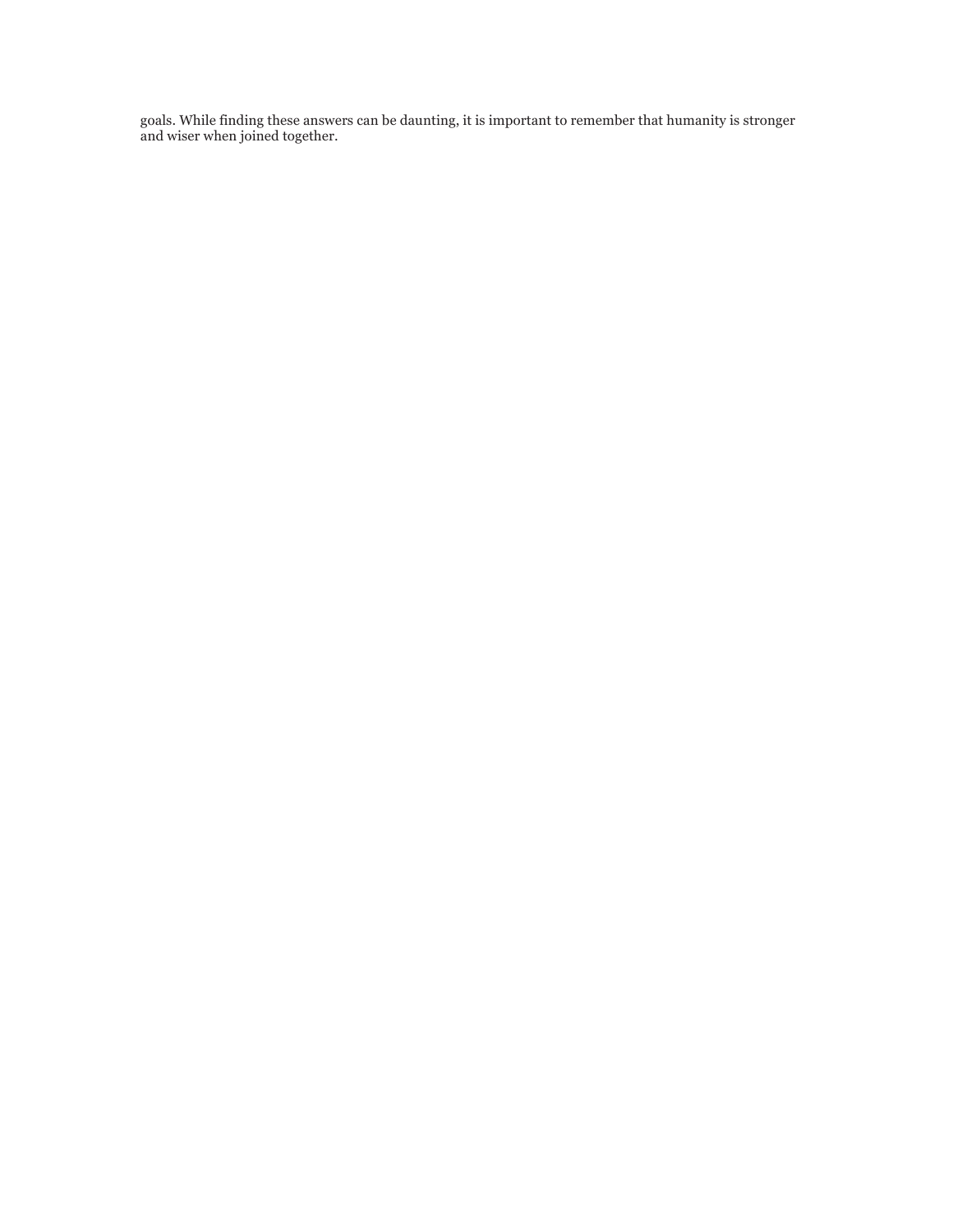goals. While finding these answers can be daunting, it is important to remember that humanity is stronger and wiser when joined together.